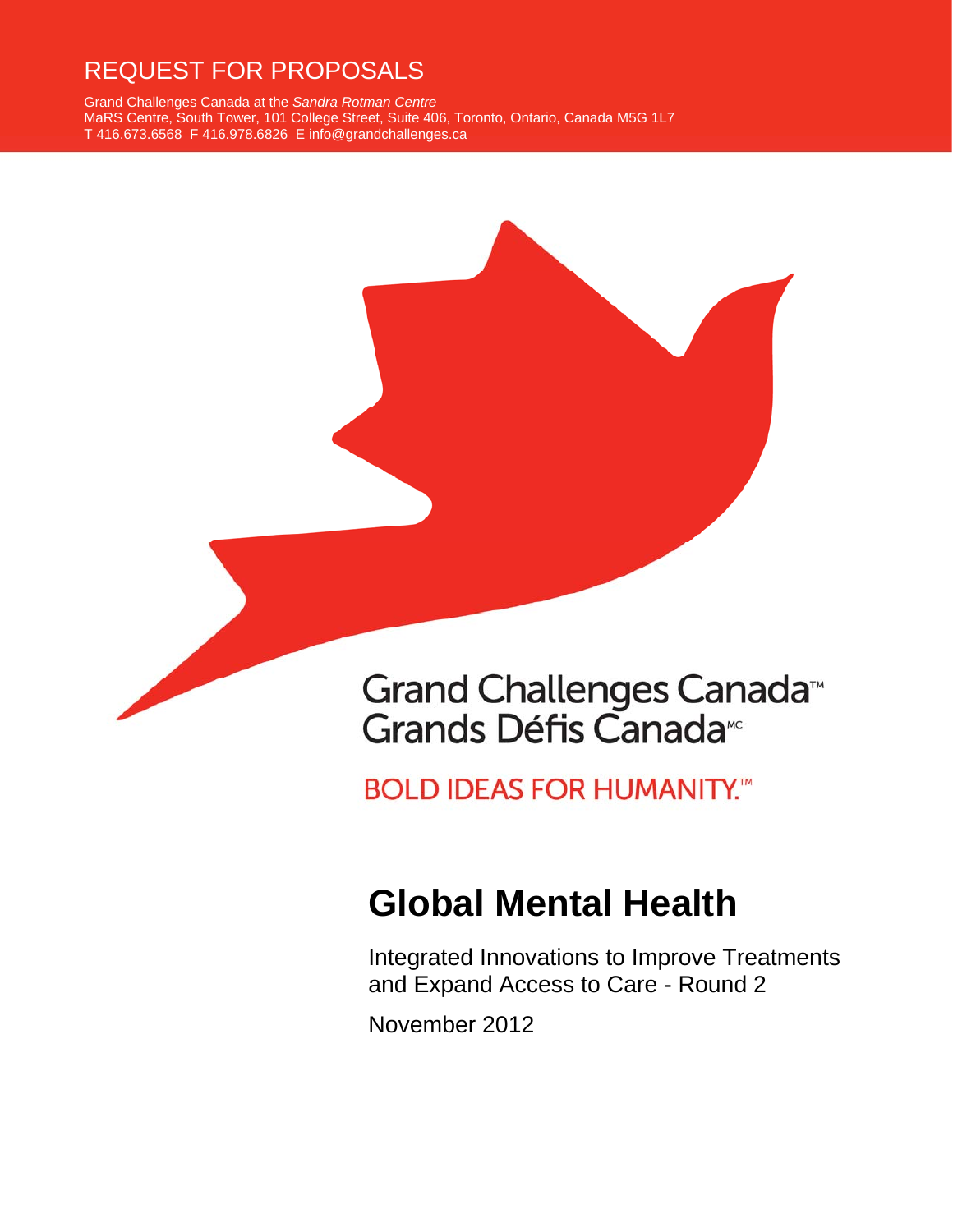REQUEST FOR PROPOSALS

Grand Challenges Canada at the *Sandra Rotman Centre*
MaRS Centre, South Tower, 101 College Street, Suite 406, Toronto, Ontario, Canada M5G 1L7
T 416.673.6568 F 416.978.6826 E info@grandchallenges.ca

Grand Challenges Canada™
Grands Défis Canada™

BOLD IDEAS FOR HUMANITY.™

# Global Mental Health

Integrated Innovations to Improve Treatments and Expand Access to Care - Round 2

November 2012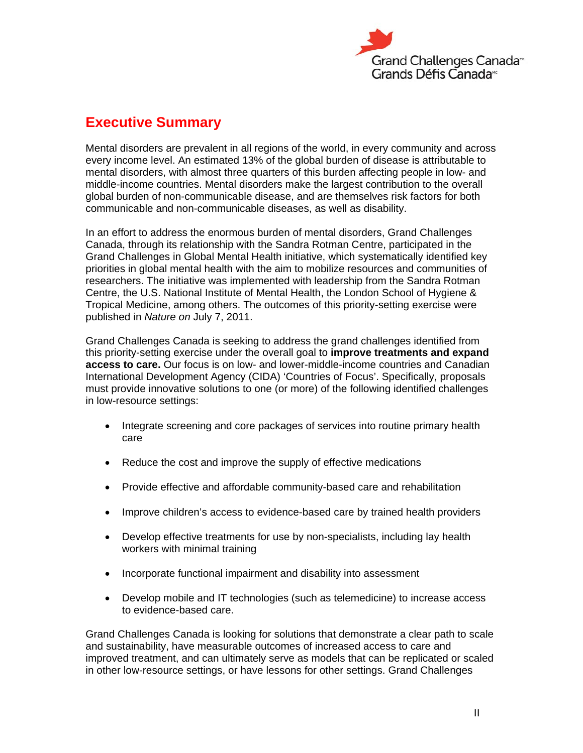## Executive Summary

Mental disorders are prevalent in all regions of the world, in every community and across every income level. An estimated 13% of the global burden of disease is attributable to mental disorders, with almost three quarters of this burden affecting people in low- and middle-income countries. Mental disorders make the largest contribution to the overall global burden of non-communicable disease, and are themselves risk factors for both communicable and non-communicable diseases, as well as disability.

In an effort to address the enormous burden of mental disorders, Grand Challenges Canada, through its relationship with the Sandra Rotman Centre, participated in the Grand Challenges in Global Mental Health initiative, which systematically identified key priorities in global mental health with the aim to mobilize resources and communities of researchers. The initiative was implemented with leadership from the Sandra Rotman Centre, the U.S. National Institute of Mental Health, the London School of Hygiene & Tropical Medicine, among others. The outcomes of this priority-setting exercise were published in *Nature on* July 7, 2011.

Grand Challenges Canada is seeking to address the grand challenges identified from this priority-setting exercise under the overall goal to **improve treatments and expand access to care.** Our focus is on low- and lower-middle-income countries and Canadian International Development Agency (CIDA) 'Countries of Focus'. Specifically, proposals must provide innovative solutions to one (or more) of the following identified challenges in low-resource settings:

- Integrate screening and core packages of services into routine primary health care
- Reduce the cost and improve the supply of effective medications
- Provide effective and affordable community-based care and rehabilitation
- Improve children's access to evidence-based care by trained health providers
- Develop effective treatments for use by non-specialists, including lay health workers with minimal training
- Incorporate functional impairment and disability into assessment
- Develop mobile and IT technologies (such as telemedicine) to increase access to evidence-based care.

Grand Challenges Canada is looking for solutions that demonstrate a clear path to scale and sustainability, have measurable outcomes of increased access to care and improved treatment, and can ultimately serve as models that can be replicated or scaled in other low-resource settings, or have lessons for other settings. Grand Challenges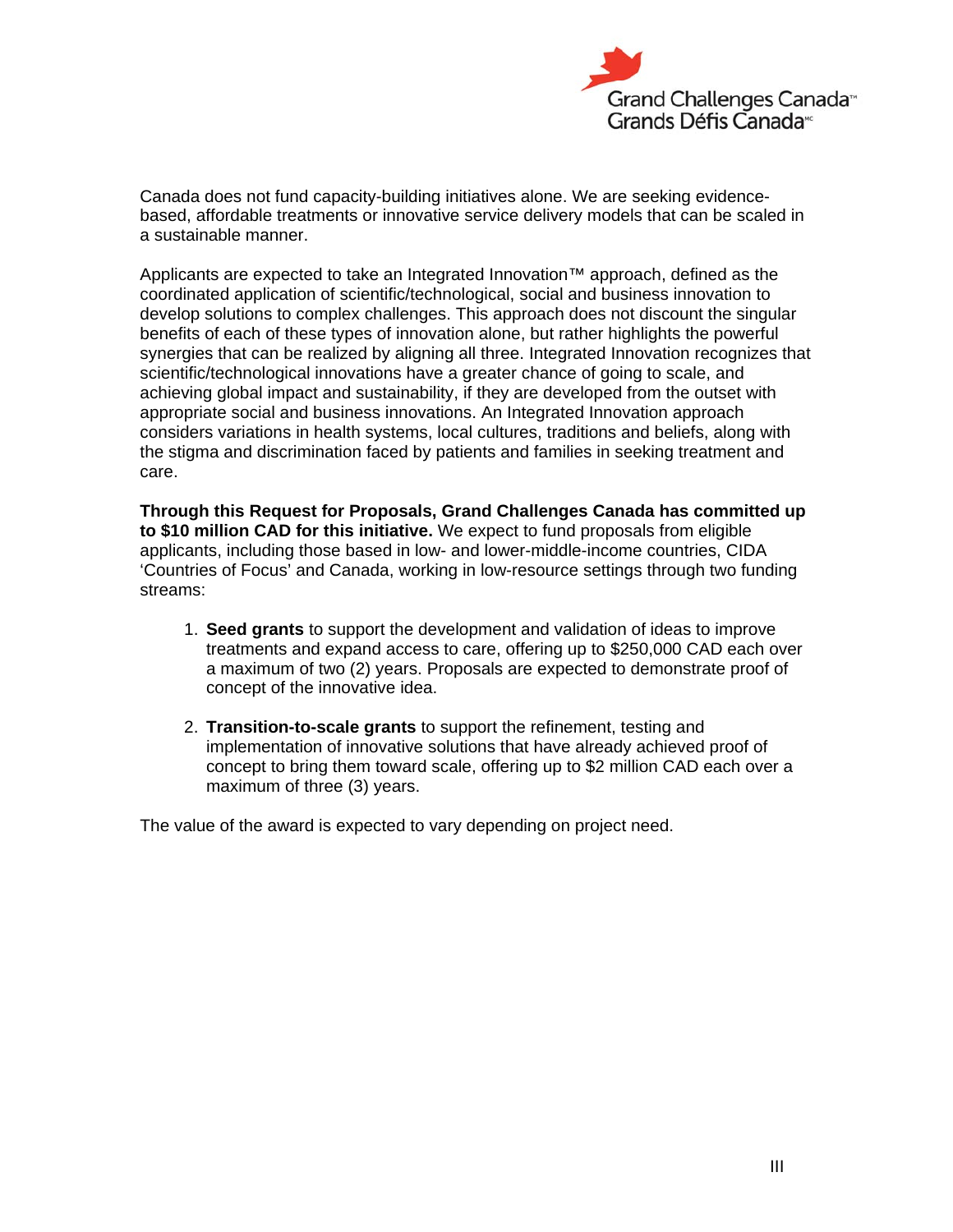Canada does not fund capacity-building initiatives alone. We are seeking evidence-based, affordable treatments or innovative service delivery models that can be scaled in a sustainable manner.

Applicants are expected to take an Integrated Innovation™ approach, defined as the coordinated application of scientific/technological, social and business innovation to develop solutions to complex challenges. This approach does not discount the singular benefits of each of these types of innovation alone, but rather highlights the powerful synergies that can be realized by aligning all three. Integrated Innovation recognizes that scientific/technological innovations have a greater chance of going to scale, and achieving global impact and sustainability, if they are developed from the outset with appropriate social and business innovations. An Integrated Innovation approach considers variations in health systems, local cultures, traditions and beliefs, along with the stigma and discrimination faced by patients and families in seeking treatment and care.

**Through this Request for Proposals, Grand Challenges Canada has committed up to $10 million CAD for this initiative.** We expect to fund proposals from eligible applicants, including those based in low- and lower-middle-income countries, CIDA 'Countries of Focus' and Canada, working in low-resource settings through two funding streams:

1. **Seed grants** to support the development and validation of ideas to improve treatments and expand access to care, offering up to $250,000 CAD each over a maximum of two (2) years. Proposals are expected to demonstrate proof of concept of the innovative idea.

2. **Transition-to-scale grants** to support the refinement, testing and implementation of innovative solutions that have already achieved proof of concept to bring them toward scale, offering up to $2 million CAD each over a maximum of three (3) years.

The value of the award is expected to vary depending on project need.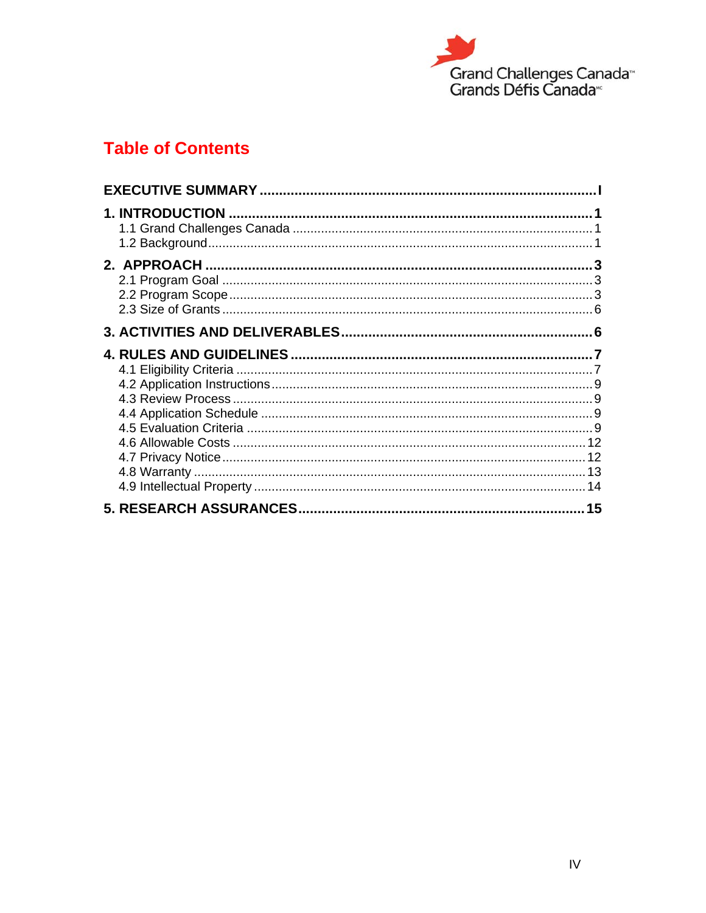Grand Challenges Canada™
Grands Défis Canada[MC]

# Table of Contents

**EXECUTIVE SUMMARY .......... I**

**1. INTRODUCTION .......... 1**
- 1.1 Grand Challenges Canada .......... 1
- 1.2 Background .......... 1

**2. APPROACH .......... 3**
- 2.1 Program Goal .......... 3
- 2.2 Program Scope .......... 3
- 2.3 Size of Grants .......... 6

**3. ACTIVITIES AND DELIVERABLES .......... 6**

**4. RULES AND GUIDELINES .......... 7**
- 4.1 Eligibility Criteria .......... 7
- 4.2 Application Instructions .......... 9
- 4.3 Review Process .......... 9
- 4.4 Application Schedule .......... 9
- 4.5 Evaluation Criteria .......... 9
- 4.6 Allowable Costs .......... 12
- 4.7 Privacy Notice .......... 12
- 4.8 Warranty .......... 13
- 4.9 Intellectual Property .......... 14

**5. RESEARCH ASSURANCES .......... 15**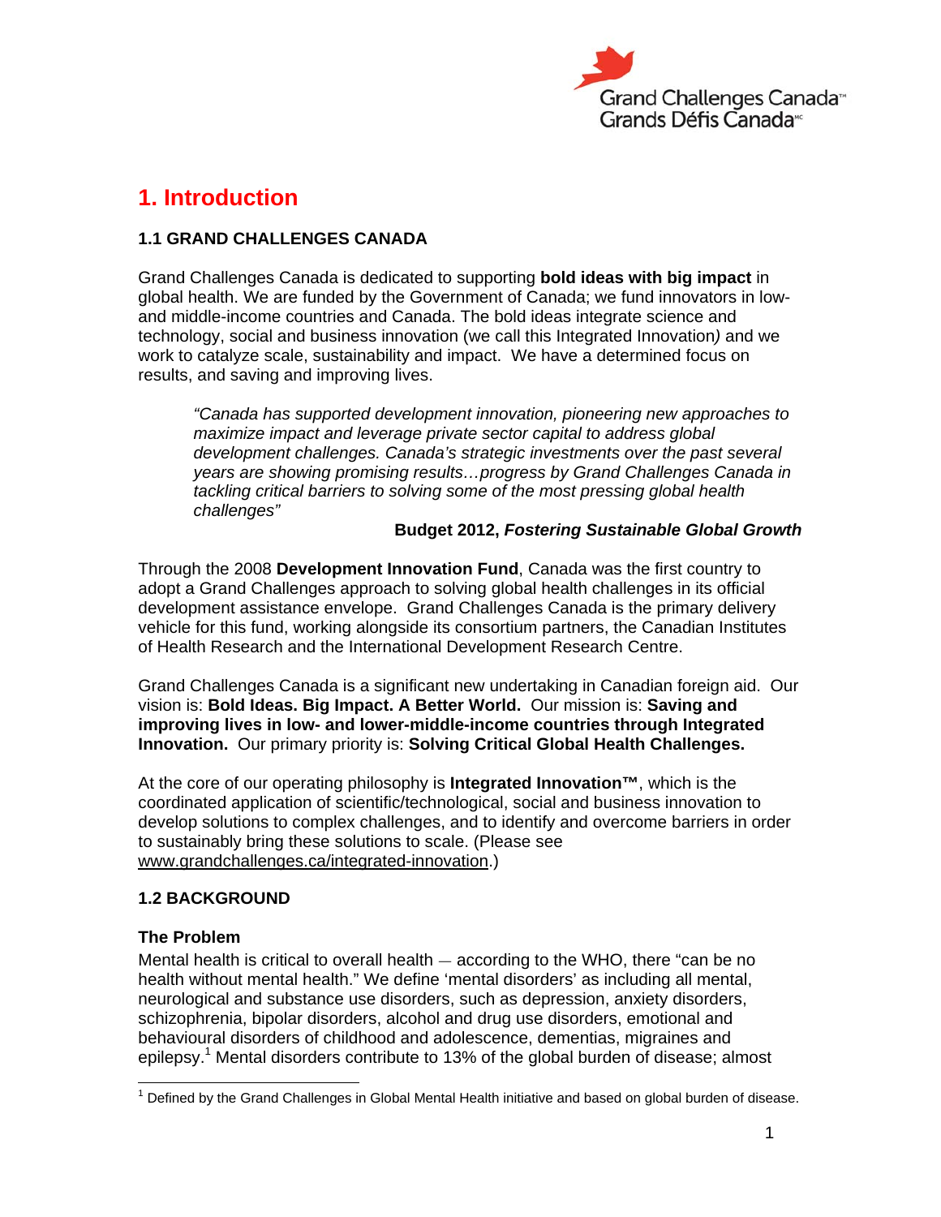# 1. Introduction

## 1.1 GRAND CHALLENGES CANADA

Grand Challenges Canada is dedicated to supporting **bold ideas with big impact** in global health. We are funded by the Government of Canada; we fund innovators in low- and middle-income countries and Canada. The bold ideas integrate science and technology, social and business innovation (we call this Integrated Innovation) and we work to catalyze scale, sustainability and impact. We have a determined focus on results, and saving and improving lives.

> *"Canada has supported development innovation, pioneering new approaches to maximize impact and leverage private sector capital to address global development challenges. Canada's strategic investments over the past several years are showing promising results…progress by Grand Challenges Canada in tackling critical barriers to solving some of the most pressing global health challenges"*
>
> **Budget 2012, *Fostering Sustainable Global Growth***

Through the 2008 **Development Innovation Fund**, Canada was the first country to adopt a Grand Challenges approach to solving global health challenges in its official development assistance envelope. Grand Challenges Canada is the primary delivery vehicle for this fund, working alongside its consortium partners, the Canadian Institutes of Health Research and the International Development Research Centre.

Grand Challenges Canada is a significant new undertaking in Canadian foreign aid. Our vision is: **Bold Ideas. Big Impact. A Better World.** Our mission is: **Saving and improving lives in low- and lower-middle-income countries through Integrated Innovation.** Our primary priority is: **Solving Critical Global Health Challenges.**

At the core of our operating philosophy is **Integrated Innovation™**, which is the coordinated application of scientific/technological, social and business innovation to develop solutions to complex challenges, and to identify and overcome barriers in order to sustainably bring these solutions to scale. (Please see www.grandchallenges.ca/integrated-innovation.)

## 1.2 BACKGROUND

### The Problem

Mental health is critical to overall health – according to the WHO, there "can be no health without mental health." We define 'mental disorders' as including all mental, neurological and substance use disorders, such as depression, anxiety disorders, schizophrenia, bipolar disorders, alcohol and drug use disorders, emotional and behavioural disorders of childhood and adolescence, dementias, migraines and epilepsy.[1] Mental disorders contribute to 13% of the global burden of disease; almost

[1] Defined by the Grand Challenges in Global Mental Health initiative and based on global burden of disease.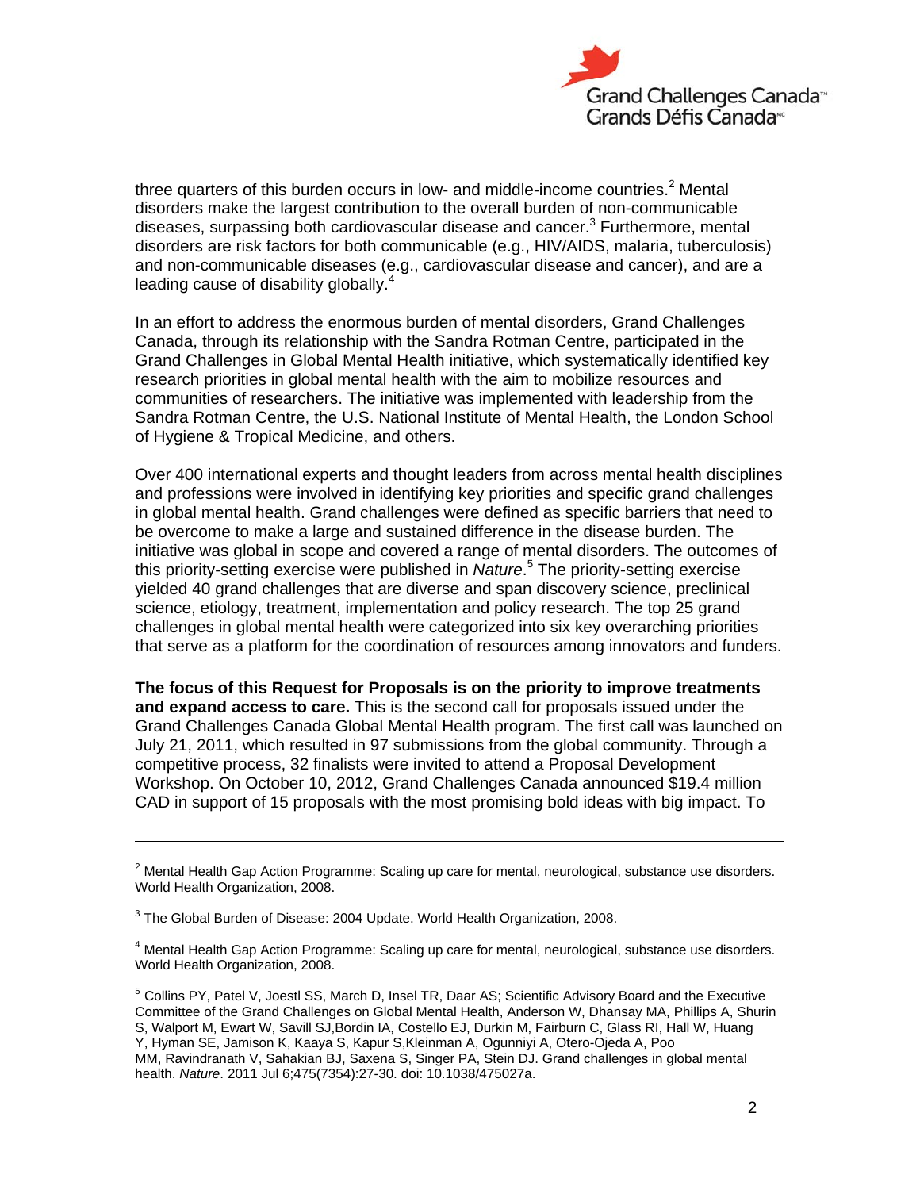three quarters of this burden occurs in low- and middle-income countries.[2] Mental disorders make the largest contribution to the overall burden of non-communicable diseases, surpassing both cardiovascular disease and cancer.[3] Furthermore, mental disorders are risk factors for both communicable (e.g., HIV/AIDS, malaria, tuberculosis) and non-communicable diseases (e.g., cardiovascular disease and cancer), and are a leading cause of disability globally.[4]

In an effort to address the enormous burden of mental disorders, Grand Challenges Canada, through its relationship with the Sandra Rotman Centre, participated in the Grand Challenges in Global Mental Health initiative, which systematically identified key research priorities in global mental health with the aim to mobilize resources and communities of researchers. The initiative was implemented with leadership from the Sandra Rotman Centre, the U.S. National Institute of Mental Health, the London School of Hygiene & Tropical Medicine, and others.

Over 400 international experts and thought leaders from across mental health disciplines and professions were involved in identifying key priorities and specific grand challenges in global mental health. Grand challenges were defined as specific barriers that need to be overcome to make a large and sustained difference in the disease burden. The initiative was global in scope and covered a range of mental disorders. The outcomes of this priority-setting exercise were published in *Nature*.[5] The priority-setting exercise yielded 40 grand challenges that are diverse and span discovery science, preclinical science, etiology, treatment, implementation and policy research. The top 25 grand challenges in global mental health were categorized into six key overarching priorities that serve as a platform for the coordination of resources among innovators and funders.

**The focus of this Request for Proposals is on the priority to improve treatments and expand access to care.** This is the second call for proposals issued under the Grand Challenges Canada Global Mental Health program. The first call was launched on July 21, 2011, which resulted in 97 submissions from the global community. Through a competitive process, 32 finalists were invited to attend a Proposal Development Workshop. On October 10, 2012, Grand Challenges Canada announced $19.4 million CAD in support of 15 proposals with the most promising bold ideas with big impact. To

---

[2] Mental Health Gap Action Programme: Scaling up care for mental, neurological, substance use disorders. World Health Organization, 2008.

[3] The Global Burden of Disease: 2004 Update. World Health Organization, 2008.

[4] Mental Health Gap Action Programme: Scaling up care for mental, neurological, substance use disorders. World Health Organization, 2008.

[5] Collins PY, Patel V, Joestl SS, March D, Insel TR, Daar AS; Scientific Advisory Board and the Executive Committee of the Grand Challenges on Global Mental Health, Anderson W, Dhansay MA, Phillips A, Shurin S, Walport M, Ewart W, Savill SJ,Bordin IA, Costello EJ, Durkin M, Fairburn C, Glass RI, Hall W, Huang Y, Hyman SE, Jamison K, Kaaya S, Kapur S,Kleinman A, Ogunniyi A, Otero-Ojeda A, Poo MM, Ravindranath V, Sahakian BJ, Saxena S, Singer PA, Stein DJ. Grand challenges in global mental health. *Nature*. 2011 Jul 6;475(7354):27-30. doi: 10.1038/475027a.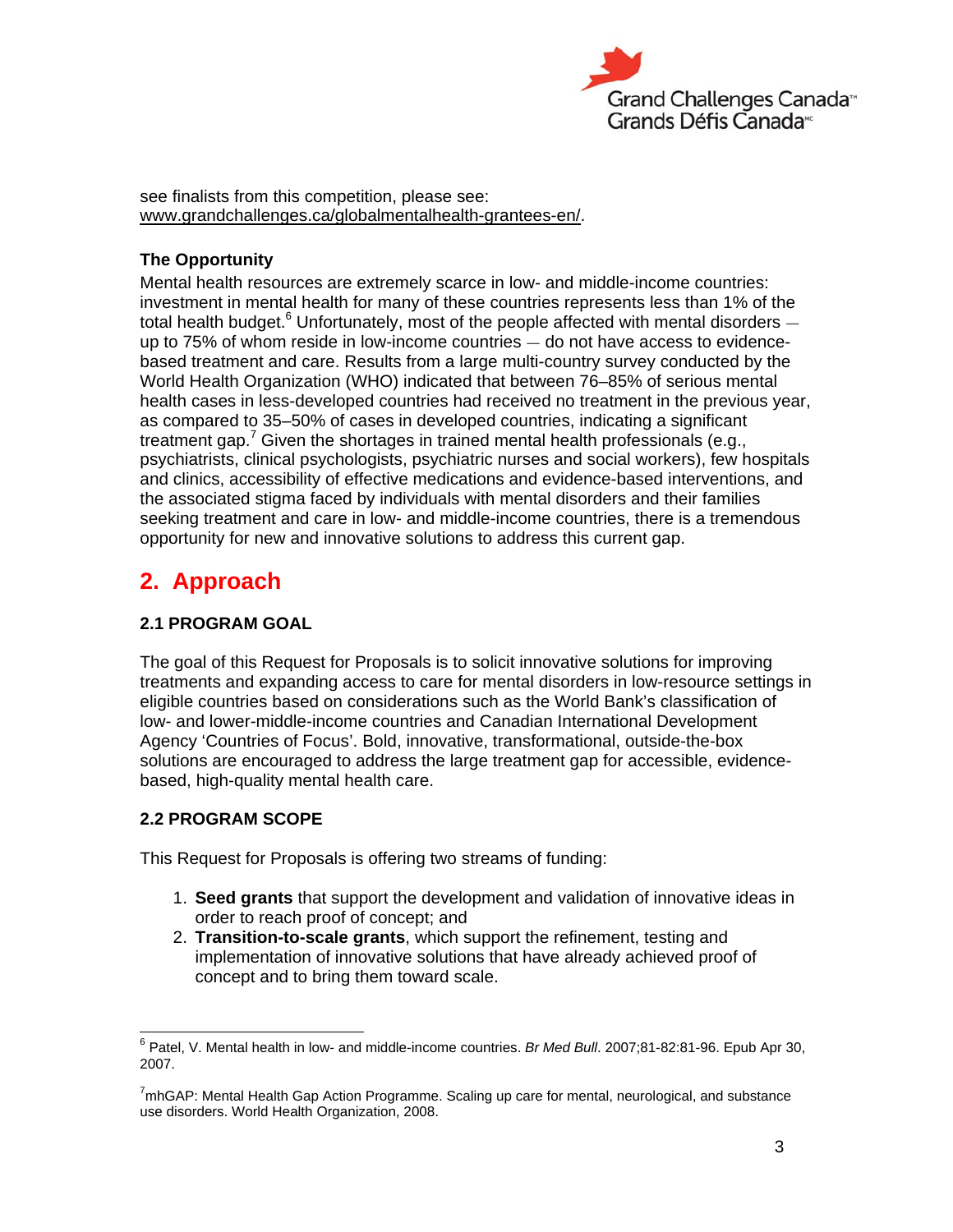see finalists from this competition, please see: www.grandchallenges.ca/globalmentalhealth-grantees-en/.

**The Opportunity**

Mental health resources are extremely scarce in low- and middle-income countries: investment in mental health for many of these countries represents less than 1% of the total health budget.[6] Unfortunately, most of the people affected with mental disorders — up to 75% of whom reside in low-income countries — do not have access to evidence-based treatment and care. Results from a large multi-country survey conducted by the World Health Organization (WHO) indicated that between 76–85% of serious mental health cases in less-developed countries had received no treatment in the previous year, as compared to 35–50% of cases in developed countries, indicating a significant treatment gap.[7] Given the shortages in trained mental health professionals (e.g., psychiatrists, clinical psychologists, psychiatric nurses and social workers), few hospitals and clinics, accessibility of effective medications and evidence-based interventions, and the associated stigma faced by individuals with mental disorders and their families seeking treatment and care in low- and middle-income countries, there is a tremendous opportunity for new and innovative solutions to address this current gap.

## 2. Approach

### 2.1 PROGRAM GOAL

The goal of this Request for Proposals is to solicit innovative solutions for improving treatments and expanding access to care for mental disorders in low-resource settings in eligible countries based on considerations such as the World Bank's classification of low- and lower-middle-income countries and Canadian International Development Agency 'Countries of Focus'. Bold, innovative, transformational, outside-the-box solutions are encouraged to address the large treatment gap for accessible, evidence-based, high-quality mental health care.

### 2.2 PROGRAM SCOPE

This Request for Proposals is offering two streams of funding:

1. **Seed grants** that support the development and validation of innovative ideas in order to reach proof of concept; and
2. **Transition-to-scale grants**, which support the refinement, testing and implementation of innovative solutions that have already achieved proof of concept and to bring them toward scale.

---

[6] Patel, V. Mental health in low- and middle-income countries. *Br Med Bull*. 2007;81-82:81-96. Epub Apr 30, 2007.

[7] mhGAP: Mental Health Gap Action Programme. Scaling up care for mental, neurological, and substance use disorders. World Health Organization, 2008.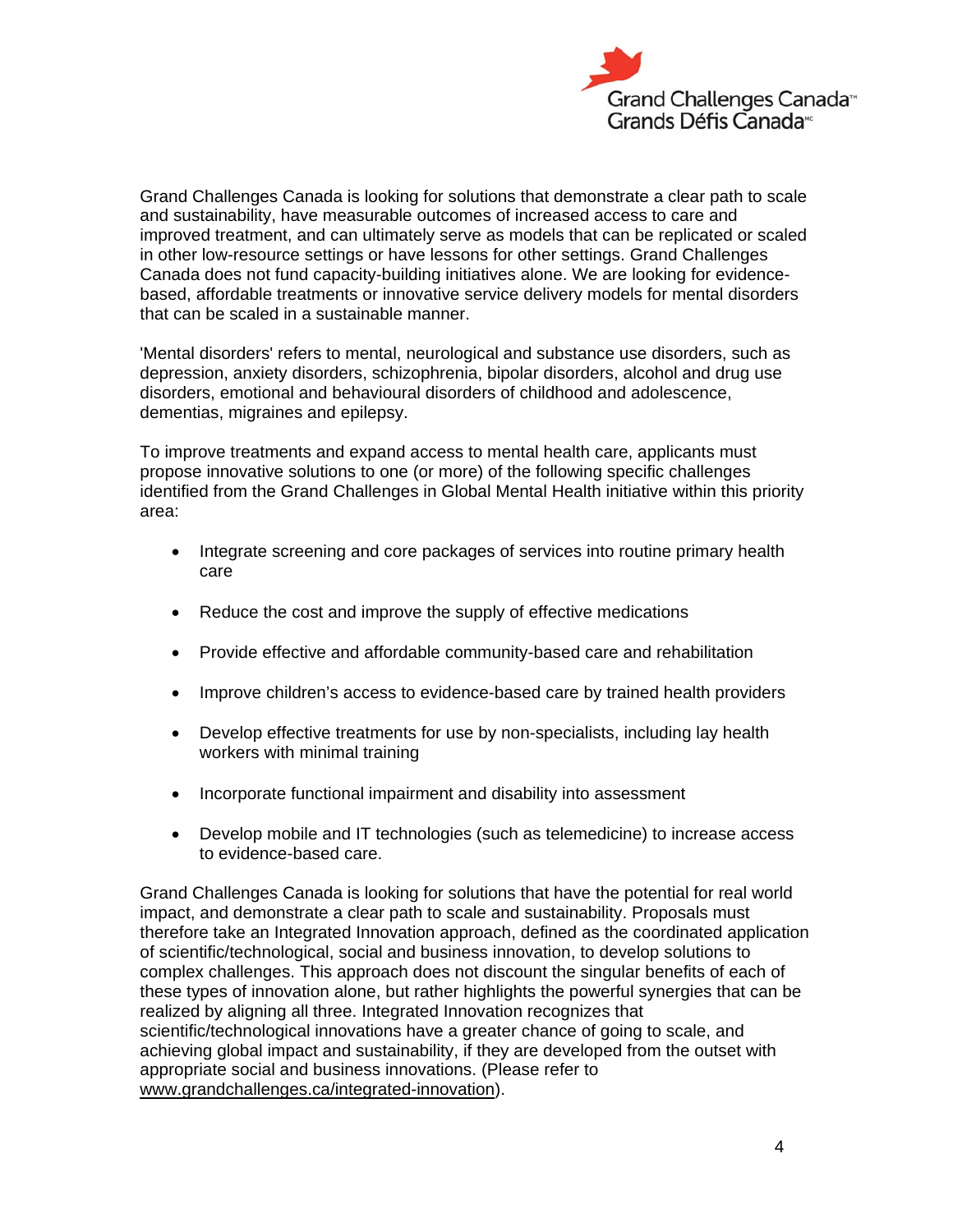Grand Challenges Canada is looking for solutions that demonstrate a clear path to scale and sustainability, have measurable outcomes of increased access to care and improved treatment, and can ultimately serve as models that can be replicated or scaled in other low-resource settings or have lessons for other settings. Grand Challenges Canada does not fund capacity-building initiatives alone. We are looking for evidence-based, affordable treatments or innovative service delivery models for mental disorders that can be scaled in a sustainable manner.

'Mental disorders' refers to mental, neurological and substance use disorders, such as depression, anxiety disorders, schizophrenia, bipolar disorders, alcohol and drug use disorders, emotional and behavioural disorders of childhood and adolescence, dementias, migraines and epilepsy.

To improve treatments and expand access to mental health care, applicants must propose innovative solutions to one (or more) of the following specific challenges identified from the Grand Challenges in Global Mental Health initiative within this priority area:

- Integrate screening and core packages of services into routine primary health care
- Reduce the cost and improve the supply of effective medications
- Provide effective and affordable community-based care and rehabilitation
- Improve children's access to evidence-based care by trained health providers
- Develop effective treatments for use by non-specialists, including lay health workers with minimal training
- Incorporate functional impairment and disability into assessment
- Develop mobile and IT technologies (such as telemedicine) to increase access to evidence-based care.

Grand Challenges Canada is looking for solutions that have the potential for real world impact, and demonstrate a clear path to scale and sustainability. Proposals must therefore take an Integrated Innovation approach, defined as the coordinated application of scientific/technological, social and business innovation, to develop solutions to complex challenges. This approach does not discount the singular benefits of each of these types of innovation alone, but rather highlights the powerful synergies that can be realized by aligning all three. Integrated Innovation recognizes that scientific/technological innovations have a greater chance of going to scale, and achieving global impact and sustainability, if they are developed from the outset with appropriate social and business innovations. (Please refer to www.grandchallenges.ca/integrated-innovation).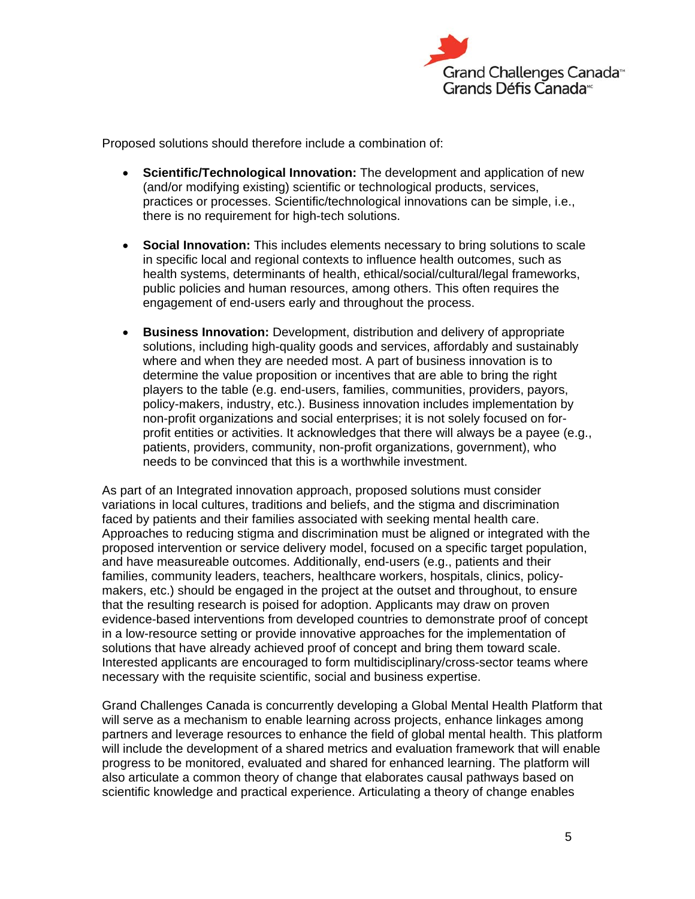Proposed solutions should therefore include a combination of:

- **Scientific/Technological Innovation:** The development and application of new (and/or modifying existing) scientific or technological products, services, practices or processes. Scientific/technological innovations can be simple, i.e., there is no requirement for high-tech solutions.

- **Social Innovation:** This includes elements necessary to bring solutions to scale in specific local and regional contexts to influence health outcomes, such as health systems, determinants of health, ethical/social/cultural/legal frameworks, public policies and human resources, among others. This often requires the engagement of end-users early and throughout the process.

- **Business Innovation:** Development, distribution and delivery of appropriate solutions, including high-quality goods and services, affordably and sustainably where and when they are needed most. A part of business innovation is to determine the value proposition or incentives that are able to bring the right players to the table (e.g. end-users, families, communities, providers, payors, policy-makers, industry, etc.). Business innovation includes implementation by non-profit organizations and social enterprises; it is not solely focused on for-profit entities or activities. It acknowledges that there will always be a payee (e.g., patients, providers, community, non-profit organizations, government), who needs to be convinced that this is a worthwhile investment.

As part of an Integrated innovation approach, proposed solutions must consider variations in local cultures, traditions and beliefs, and the stigma and discrimination faced by patients and their families associated with seeking mental health care. Approaches to reducing stigma and discrimination must be aligned or integrated with the proposed intervention or service delivery model, focused on a specific target population, and have measureable outcomes. Additionally, end-users (e.g., patients and their families, community leaders, teachers, healthcare workers, hospitals, clinics, policy-makers, etc.) should be engaged in the project at the outset and throughout, to ensure that the resulting research is poised for adoption. Applicants may draw on proven evidence-based interventions from developed countries to demonstrate proof of concept in a low-resource setting or provide innovative approaches for the implementation of solutions that have already achieved proof of concept and bring them toward scale. Interested applicants are encouraged to form multidisciplinary/cross-sector teams where necessary with the requisite scientific, social and business expertise.

Grand Challenges Canada is concurrently developing a Global Mental Health Platform that will serve as a mechanism to enable learning across projects, enhance linkages among partners and leverage resources to enhance the field of global mental health. This platform will include the development of a shared metrics and evaluation framework that will enable progress to be monitored, evaluated and shared for enhanced learning. The platform will also articulate a common theory of change that elaborates causal pathways based on scientific knowledge and practical experience. Articulating a theory of change enables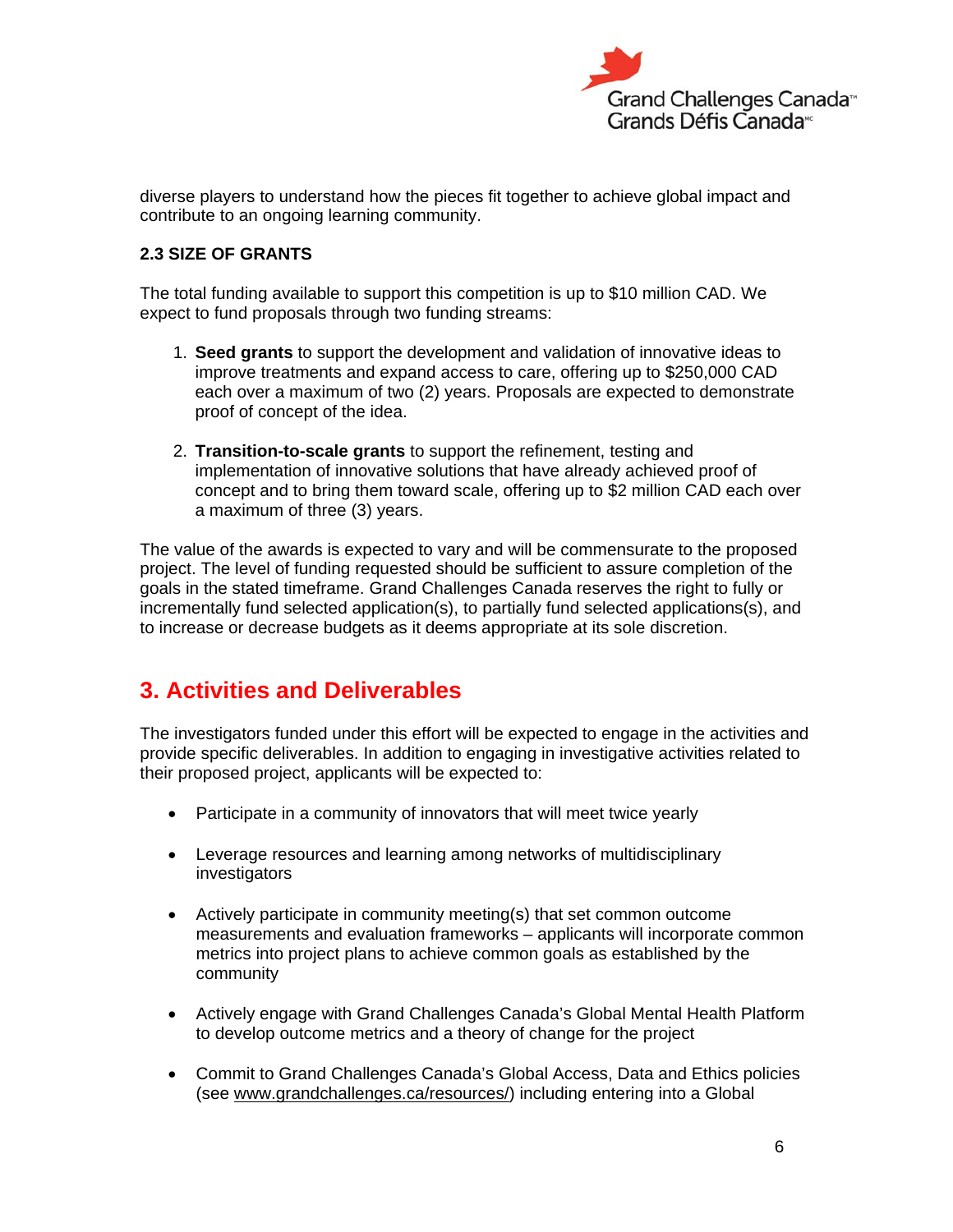diverse players to understand how the pieces fit together to achieve global impact and contribute to an ongoing learning community.

### 2.3 SIZE OF GRANTS

The total funding available to support this competition is up to $10 million CAD. We expect to fund proposals through two funding streams:

1. **Seed grants** to support the development and validation of innovative ideas to improve treatments and expand access to care, offering up to $250,000 CAD each over a maximum of two (2) years. Proposals are expected to demonstrate proof of concept of the idea.

2. **Transition-to-scale grants** to support the refinement, testing and implementation of innovative solutions that have already achieved proof of concept and to bring them toward scale, offering up to $2 million CAD each over a maximum of three (3) years.

The value of the awards is expected to vary and will be commensurate to the proposed project. The level of funding requested should be sufficient to assure completion of the goals in the stated timeframe. Grand Challenges Canada reserves the right to fully or incrementally fund selected application(s), to partially fund selected applications(s), and to increase or decrease budgets as it deems appropriate at its sole discretion.

## 3. Activities and Deliverables

The investigators funded under this effort will be expected to engage in the activities and provide specific deliverables. In addition to engaging in investigative activities related to their proposed project, applicants will be expected to:

- Participate in a community of innovators that will meet twice yearly

- Leverage resources and learning among networks of multidisciplinary investigators

- Actively participate in community meeting(s) that set common outcome measurements and evaluation frameworks – applicants will incorporate common metrics into project plans to achieve common goals as established by the community

- Actively engage with Grand Challenges Canada's Global Mental Health Platform to develop outcome metrics and a theory of change for the project

- Commit to Grand Challenges Canada's Global Access, Data and Ethics policies (see www.grandchallenges.ca/resources/) including entering into a Global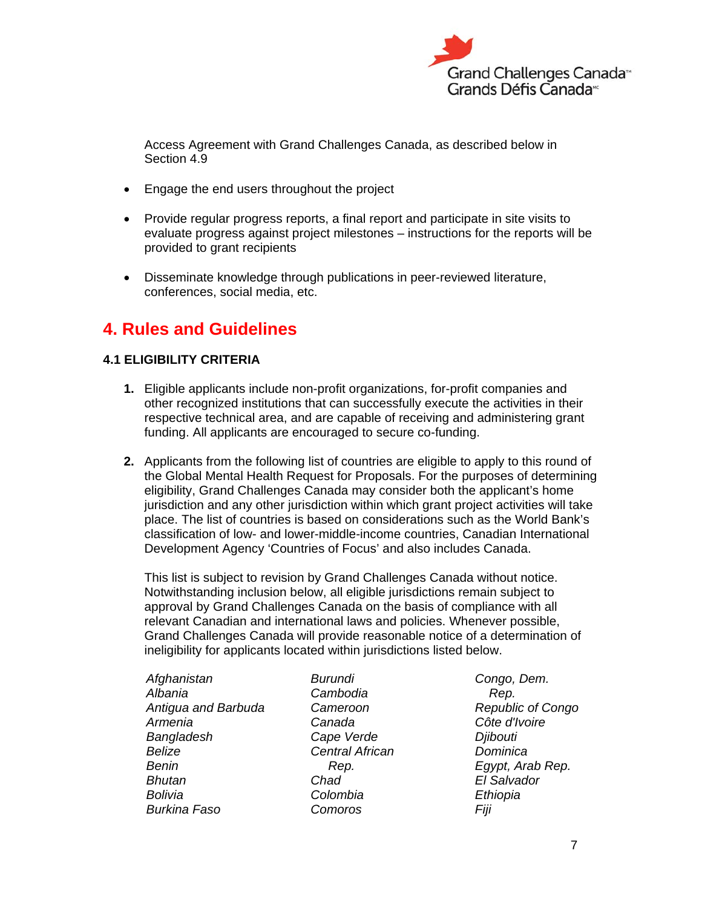Access Agreement with Grand Challenges Canada, as described below in Section 4.9

- Engage the end users throughout the project
- Provide regular progress reports, a final report and participate in site visits to evaluate progress against project milestones – instructions for the reports will be provided to grant recipients
- Disseminate knowledge through publications in peer-reviewed literature, conferences, social media, etc.

# 4. Rules and Guidelines

### 4.1 ELIGIBILITY CRITERIA

1. Eligible applicants include non-profit organizations, for-profit companies and other recognized institutions that can successfully execute the activities in their respective technical area, and are capable of receiving and administering grant funding. All applicants are encouraged to secure co-funding.

2. Applicants from the following list of countries are eligible to apply to this round of the Global Mental Health Request for Proposals. For the purposes of determining eligibility, Grand Challenges Canada may consider both the applicant's home jurisdiction and any other jurisdiction within which grant project activities will take place. The list of countries is based on considerations such as the World Bank's classification of low- and lower-middle-income countries, Canadian International Development Agency 'Countries of Focus' and also includes Canada.

   This list is subject to revision by Grand Challenges Canada without notice. Notwithstanding inclusion below, all eligible jurisdictions remain subject to approval by Grand Challenges Canada on the basis of compliance with all relevant Canadian and international laws and policies. Whenever possible, Grand Challenges Canada will provide reasonable notice of a determination of ineligibility for applicants located within jurisdictions listed below.

*Afghanistan*
*Albania*
*Antigua and Barbuda*
*Armenia*
*Bangladesh*
*Belize*
*Benin*
*Bhutan*
*Bolivia*
*Burkina Faso*
*Burundi*
*Cambodia*
*Cameroon*
*Canada*
*Cape Verde*
*Central African Rep.*
*Chad*
*Colombia*
*Comoros*
*Congo, Dem. Rep.*
*Republic of Congo*
*Côte d'Ivoire*
*Djibouti*
*Dominica*
*Egypt, Arab Rep.*
*El Salvador*
*Ethiopia*
*Fiji*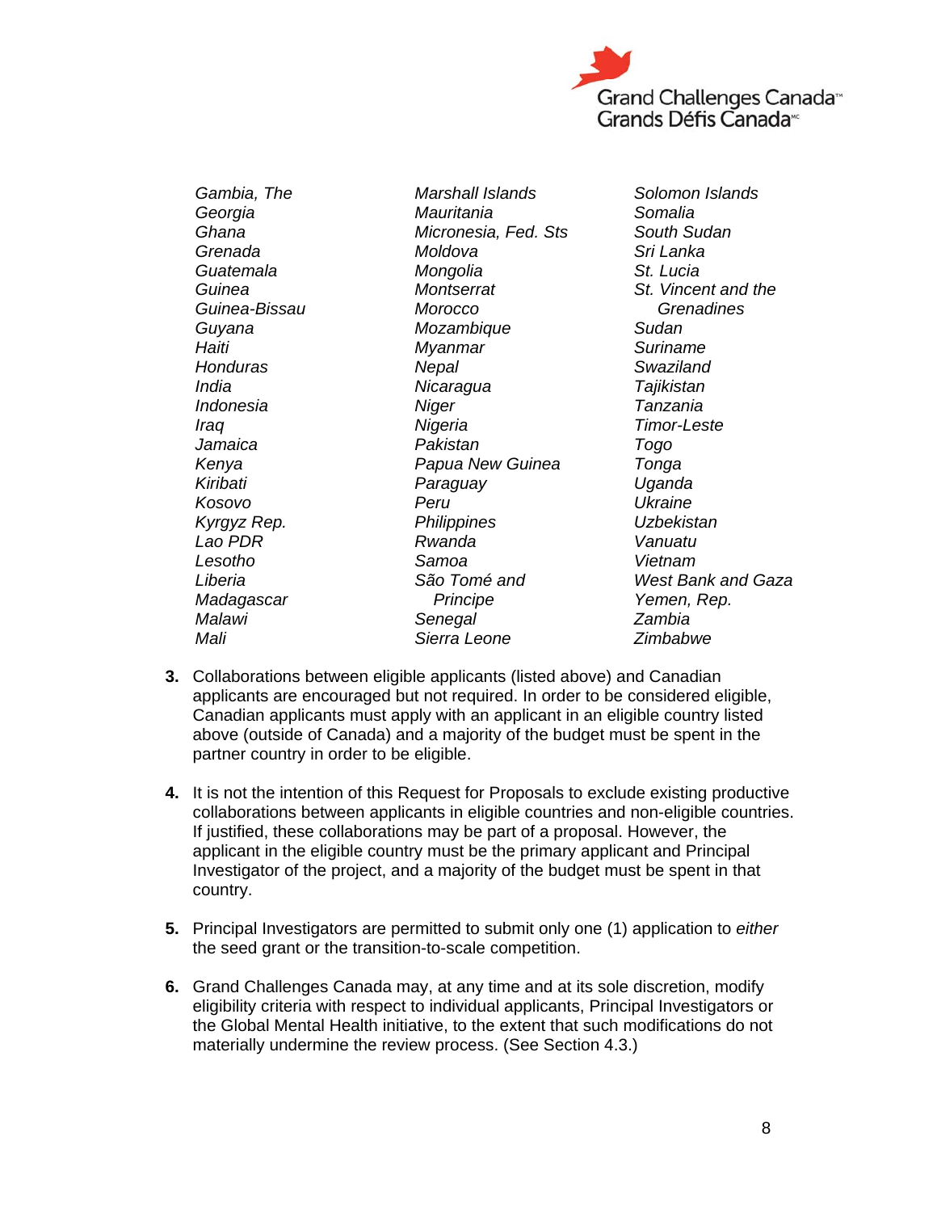*Gambia, The*
*Georgia*
*Ghana*
*Grenada*
*Guatemala*
*Guinea*
*Guinea-Bissau*
*Guyana*
*Haiti*
*Honduras*
*India*
*Indonesia*
*Iraq*
*Jamaica*
*Kenya*
*Kiribati*
*Kosovo*
*Kyrgyz Rep.*
*Lao PDR*
*Lesotho*
*Liberia*
*Madagascar*
*Malawi*
*Mali*
*Marshall Islands*
*Mauritania*
*Micronesia, Fed. Sts*
*Moldova*
*Mongolia*
*Montserrat*
*Morocco*
*Mozambique*
*Myanmar*
*Nepal*
*Nicaragua*
*Niger*
*Nigeria*
*Pakistan*
*Papua New Guinea*
*Paraguay*
*Peru*
*Philippines*
*Rwanda*
*Samoa*
*São Tomé and Principe*
*Senegal*
*Sierra Leone*
*Solomon Islands*
*Somalia*
*South Sudan*
*Sri Lanka*
*St. Lucia*
*St. Vincent and the Grenadines*
*Sudan*
*Suriname*
*Swaziland*
*Tajikistan*
*Tanzania*
*Timor-Leste*
*Togo*
*Tonga*
*Uganda*
*Ukraine*
*Uzbekistan*
*Vanuatu*
*Vietnam*
*West Bank and Gaza*
*Yemen, Rep.*
*Zambia*
*Zimbabwe*

3. Collaborations between eligible applicants (listed above) and Canadian applicants are encouraged but not required. In order to be considered eligible, Canadian applicants must apply with an applicant in an eligible country listed above (outside of Canada) and a majority of the budget must be spent in the partner country in order to be eligible.

4. It is not the intention of this Request for Proposals to exclude existing productive collaborations between applicants in eligible countries and non-eligible countries. If justified, these collaborations may be part of a proposal. However, the applicant in the eligible country must be the primary applicant and Principal Investigator of the project, and a majority of the budget must be spent in that country.

5. Principal Investigators are permitted to submit only one (1) application to *either* the seed grant or the transition-to-scale competition.

6. Grand Challenges Canada may, at any time and at its sole discretion, modify eligibility criteria with respect to individual applicants, Principal Investigators or the Global Mental Health initiative, to the extent that such modifications do not materially undermine the review process. (See Section 4.3.)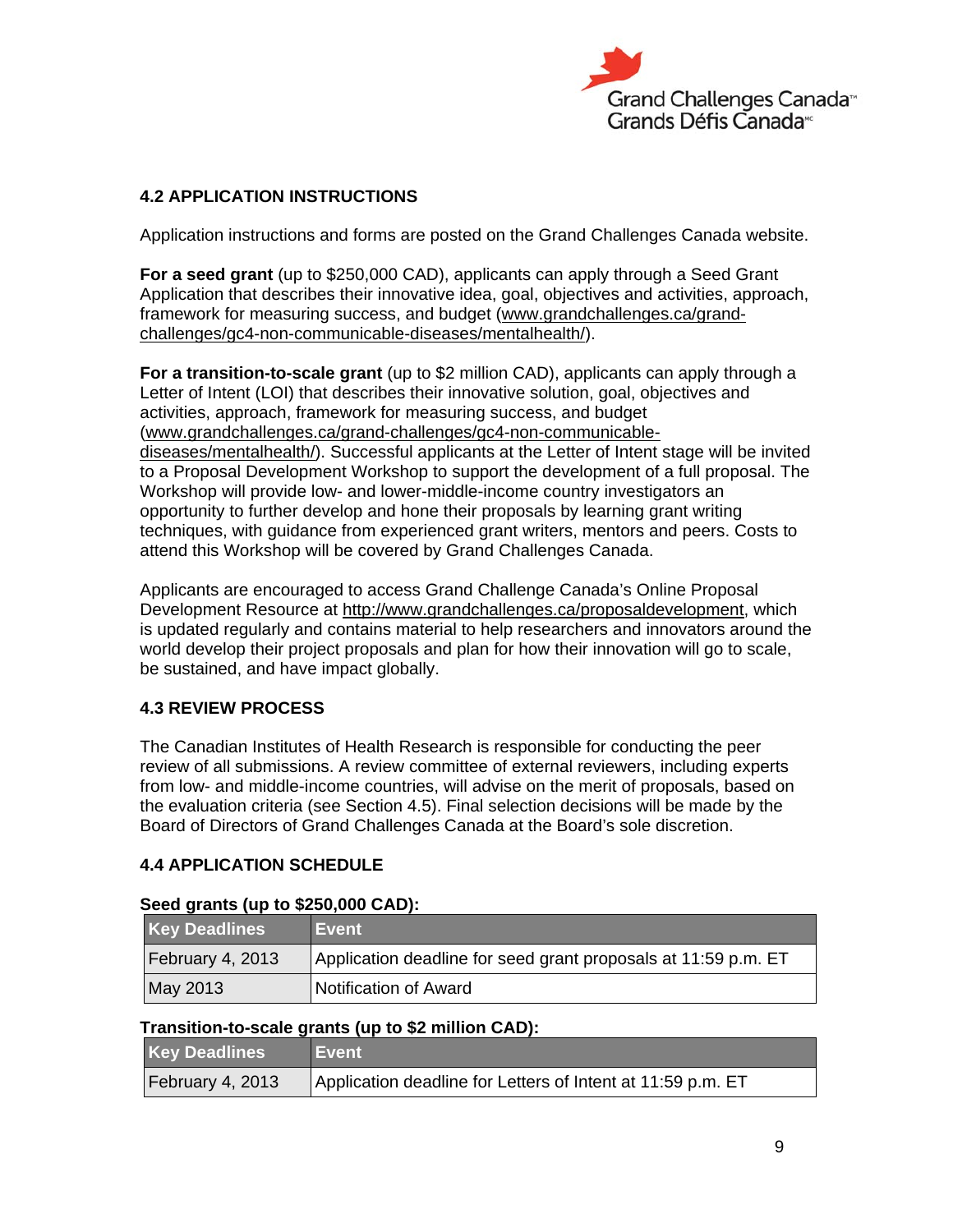### 4.2 APPLICATION INSTRUCTIONS

Application instructions and forms are posted on the Grand Challenges Canada website.

**For a seed grant** (up to $250,000 CAD), applicants can apply through a Seed Grant Application that describes their innovative idea, goal, objectives and activities, approach, framework for measuring success, and budget (www.grandchallenges.ca/grand-challenges/gc4-non-communicable-diseases/mentalhealth/).

**For a transition-to-scale grant** (up to $2 million CAD), applicants can apply through a Letter of Intent (LOI) that describes their innovative solution, goal, objectives and activities, approach, framework for measuring success, and budget (www.grandchallenges.ca/grand-challenges/gc4-non-communicable-diseases/mentalhealth/). Successful applicants at the Letter of Intent stage will be invited to a Proposal Development Workshop to support the development of a full proposal. The Workshop will provide low- and lower-middle-income country investigators an opportunity to further develop and hone their proposals by learning grant writing techniques, with guidance from experienced grant writers, mentors and peers. Costs to attend this Workshop will be covered by Grand Challenges Canada.

Applicants are encouraged to access Grand Challenge Canada's Online Proposal Development Resource at http://www.grandchallenges.ca/proposaldevelopment, which is updated regularly and contains material to help researchers and innovators around the world develop their project proposals and plan for how their innovation will go to scale, be sustained, and have impact globally.

### 4.3 REVIEW PROCESS

The Canadian Institutes of Health Research is responsible for conducting the peer review of all submissions. A review committee of external reviewers, including experts from low- and middle-income countries, will advise on the merit of proposals, based on the evaluation criteria (see Section 4.5). Final selection decisions will be made by the Board of Directors of Grand Challenges Canada at the Board's sole discretion.

### 4.4 APPLICATION SCHEDULE

**Seed grants (up to $250,000 CAD):**

| Key Deadlines | Event |
|---|---|
| February 4, 2013 | Application deadline for seed grant proposals at 11:59 p.m. ET |
| May 2013 | Notification of Award |

**Transition-to-scale grants (up to $2 million CAD):**

| Key Deadlines | Event |
|---|---|
| February 4, 2013 | Application deadline for Letters of Intent at 11:59 p.m. ET |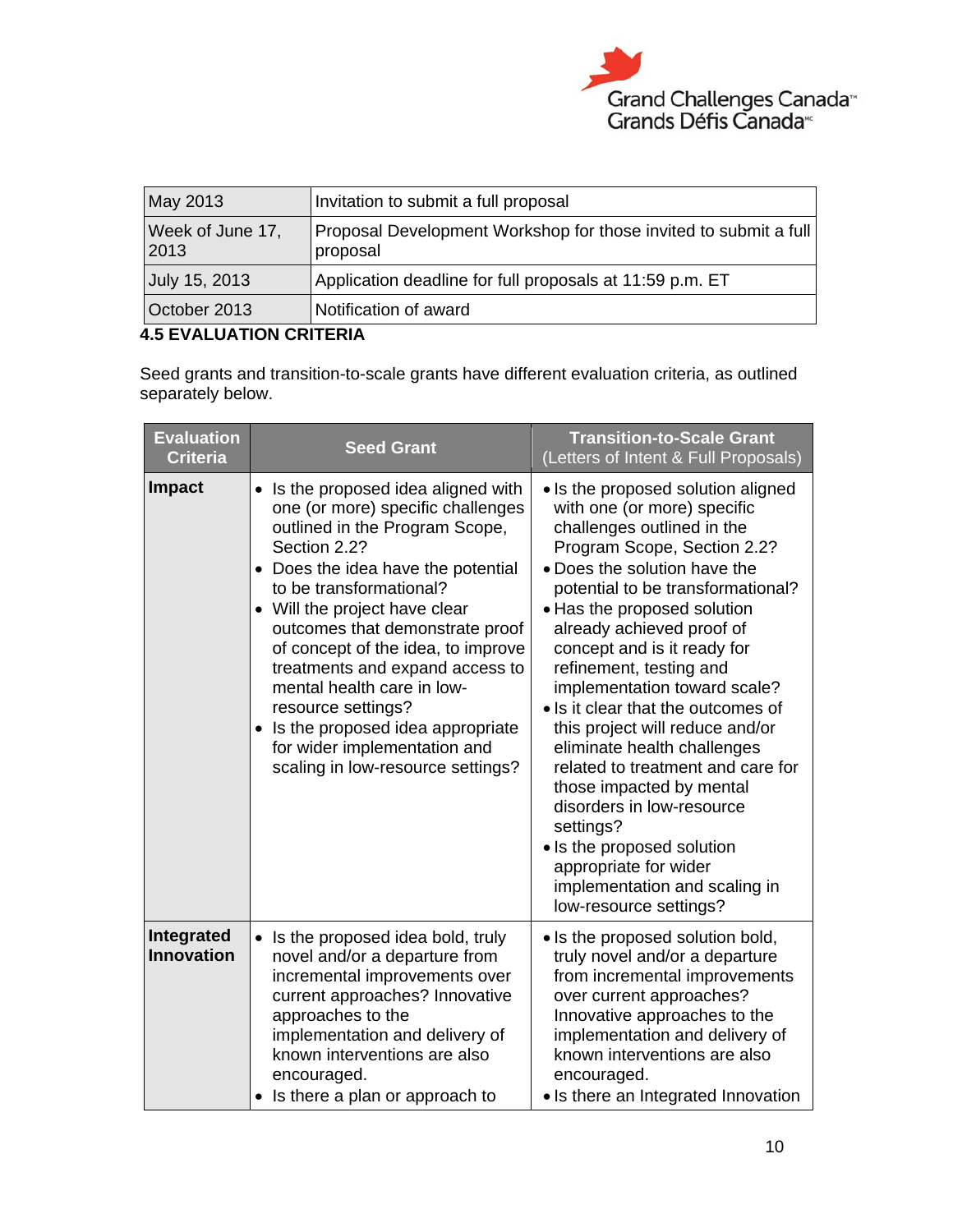| May 2013 | Invitation to submit a full proposal |
|---|---|
| Week of June 17, 2013 | Proposal Development Workshop for those invited to submit a full proposal |
| July 15, 2013 | Application deadline for full proposals at 11:59 p.m. ET |
| October 2013 | Notification of award |

### 4.5 EVALUATION CRITERIA

Seed grants and transition-to-scale grants have different evaluation criteria, as outlined separately below.

| Evaluation Criteria | Seed Grant | Transition-to-Scale Grant (Letters of Intent & Full Proposals) |
|---|---|---|
| **Impact** | • Is the proposed idea aligned with one (or more) specific challenges outlined in the Program Scope, Section 2.2?<br>• Does the idea have the potential to be transformational?<br>• Will the project have clear outcomes that demonstrate proof of concept of the idea, to improve treatments and expand access to mental health care in low-resource settings?<br>• Is the proposed idea appropriate for wider implementation and scaling in low-resource settings? | • Is the proposed solution aligned with one (or more) specific challenges outlined in the Program Scope, Section 2.2?<br>• Does the solution have the potential to be transformational?<br>• Has the proposed solution already achieved proof of concept and is it ready for refinement, testing and implementation toward scale?<br>• Is it clear that the outcomes of this project will reduce and/or eliminate health challenges related to treatment and care for those impacted by mental disorders in low-resource settings?<br>• Is the proposed solution appropriate for wider implementation and scaling in low-resource settings? |
| **Integrated Innovation** | • Is the proposed idea bold, truly novel and/or a departure from incremental improvements over current approaches? Innovative approaches to the implementation and delivery of known interventions are also encouraged.<br>• Is there a plan or approach to | • Is the proposed solution bold, truly novel and/or a departure from incremental improvements over current approaches? Innovative approaches to the implementation and delivery of known interventions are also encouraged.<br>• Is there an Integrated Innovation |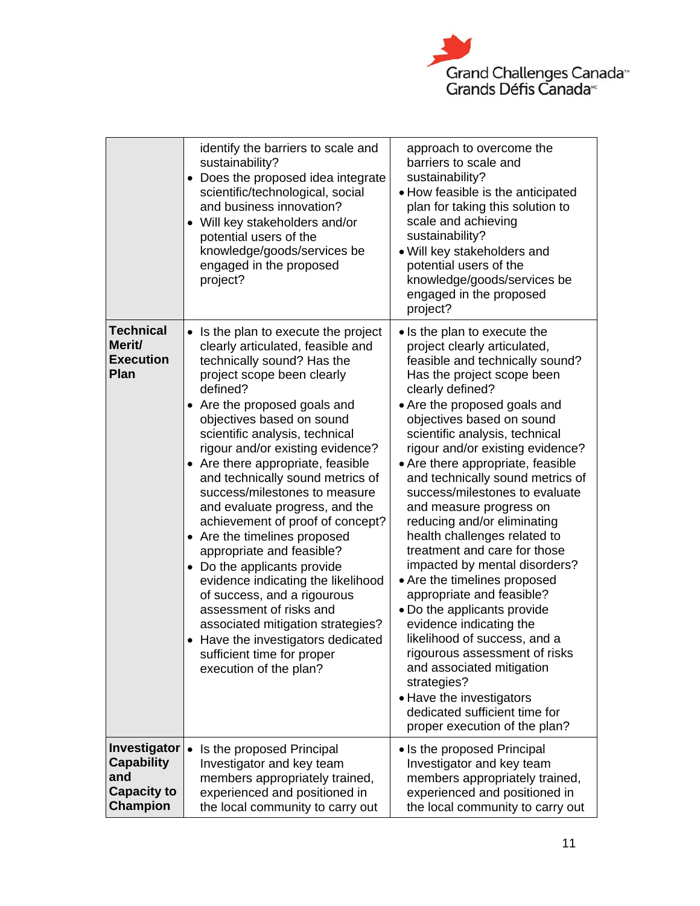| | | |
|---|---|---|
| | identify the barriers to scale and sustainability?<br>• Does the proposed idea integrate scientific/technological, social and business innovation?<br>• Will key stakeholders and/or potential users of the knowledge/goods/services be engaged in the proposed project? | approach to overcome the barriers to scale and sustainability?<br>• How feasible is the anticipated plan for taking this solution to scale and achieving sustainability?<br>• Will key stakeholders and potential users of the knowledge/goods/services be engaged in the proposed project? |
| **Technical Merit/ Execution Plan** | • Is the plan to execute the project clearly articulated, feasible and technically sound? Has the project scope been clearly defined?<br>• Are the proposed goals and objectives based on sound scientific analysis, technical rigour and/or existing evidence?<br>• Are there appropriate, feasible and technically sound metrics of success/milestones to measure and evaluate progress, and the achievement of proof of concept?<br>• Are the timelines proposed appropriate and feasible?<br>• Do the applicants provide evidence indicating the likelihood of success, and a rigourous assessment of risks and associated mitigation strategies?<br>• Have the investigators dedicated sufficient time for proper execution of the plan? | • Is the plan to execute the project clearly articulated, feasible and technically sound? Has the project scope been clearly defined?<br>• Are the proposed goals and objectives based on sound scientific analysis, technical rigour and/or existing evidence?<br>• Are there appropriate, feasible and technically sound metrics of success/milestones to evaluate and measure progress on reducing and/or eliminating health challenges related to treatment and care for those impacted by mental disorders?<br>• Are the timelines proposed appropriate and feasible?<br>• Do the applicants provide evidence indicating the likelihood of success, and a rigourous assessment of risks and associated mitigation strategies?<br>• Have the investigators dedicated sufficient time for proper execution of the plan? |
| **Investigator Capability and Capacity to Champion** | • Is the proposed Principal Investigator and key team members appropriately trained, experienced and positioned in the local community to carry out | • Is the proposed Principal Investigator and key team members appropriately trained, experienced and positioned in the local community to carry out |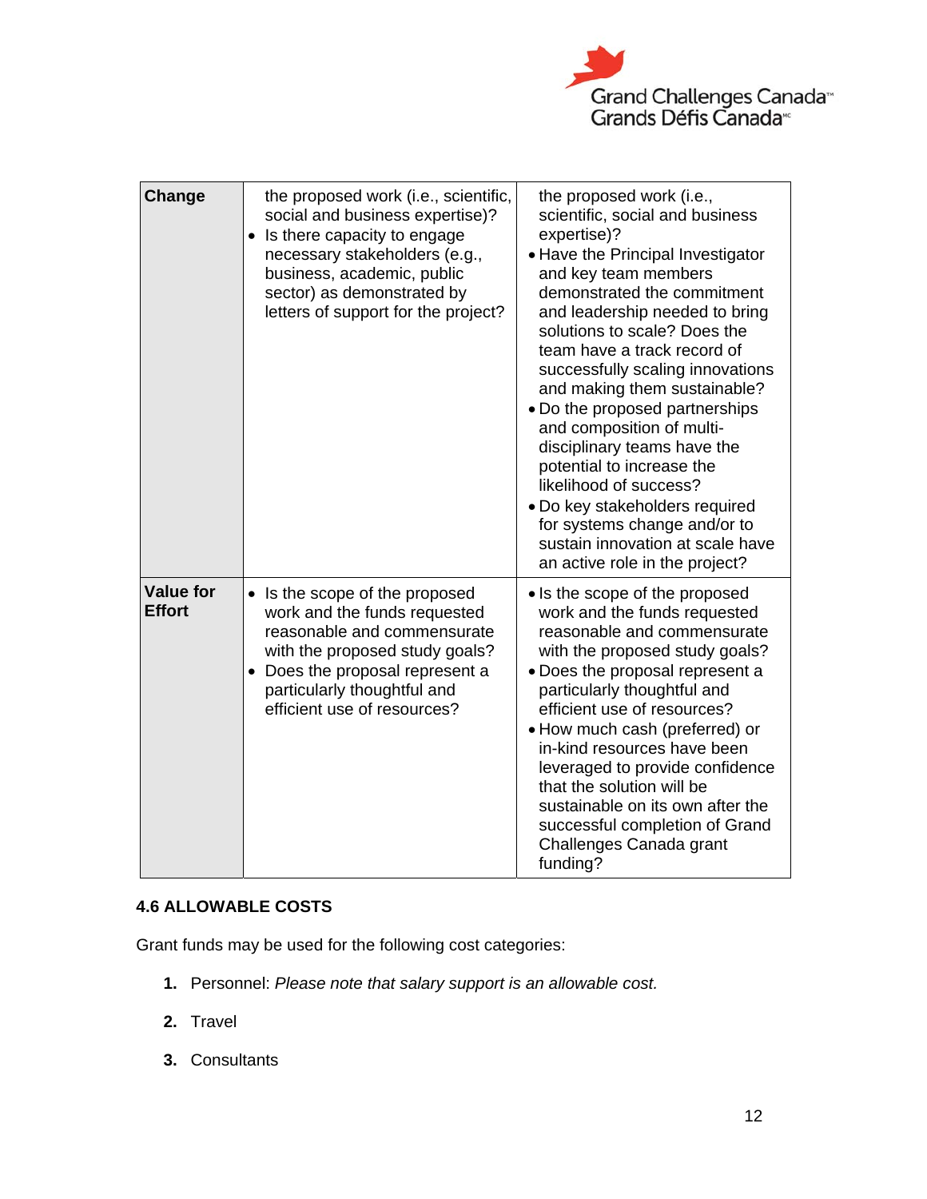| Change | the proposed work (i.e., scientific, social and business expertise)?<br>• Is there capacity to engage necessary stakeholders (e.g., business, academic, public sector) as demonstrated by letters of support for the project? | the proposed work (i.e., scientific, social and business expertise)?<br>• Have the Principal Investigator and key team members demonstrated the commitment and leadership needed to bring solutions to scale? Does the team have a track record of successfully scaling innovations and making them sustainable?<br>• Do the proposed partnerships and composition of multi-disciplinary teams have the potential to increase the likelihood of success?<br>• Do key stakeholders required for systems change and/or to sustain innovation at scale have an active role in the project? |
|---|---|---|
| **Value for Effort** | • Is the scope of the proposed work and the funds requested reasonable and commensurate with the proposed study goals?<br>• Does the proposal represent a particularly thoughtful and efficient use of resources? | • Is the scope of the proposed work and the funds requested reasonable and commensurate with the proposed study goals?<br>• Does the proposal represent a particularly thoughtful and efficient use of resources?<br>• How much cash (preferred) or in-kind resources have been leveraged to provide confidence that the solution will be sustainable on its own after the successful completion of Grand Challenges Canada grant funding? |

### 4.6 ALLOWABLE COSTS

Grant funds may be used for the following cost categories:

1. Personnel: *Please note that salary support is an allowable cost.*
2. Travel
3. Consultants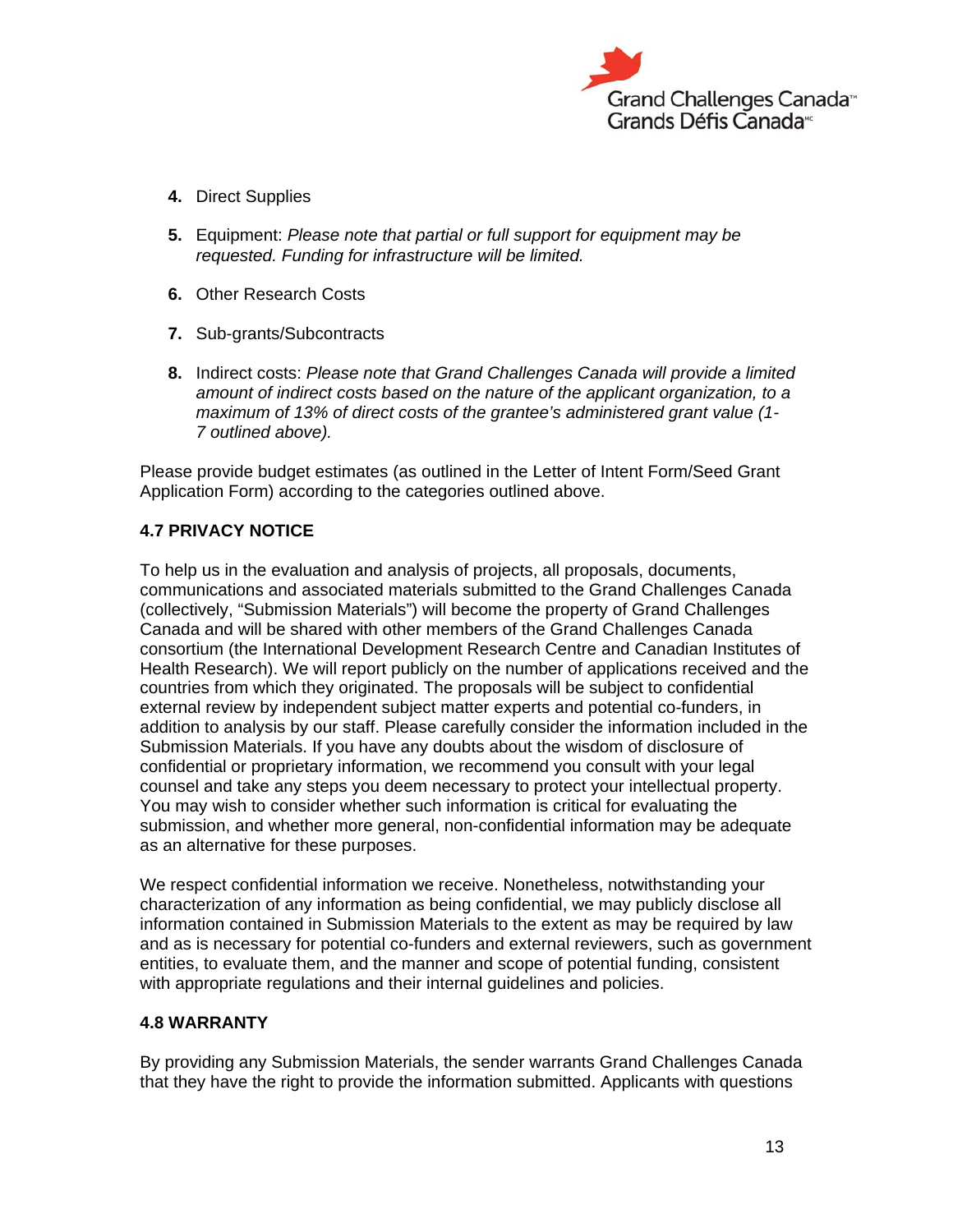4. Direct Supplies

5. Equipment: *Please note that partial or full support for equipment may be requested. Funding for infrastructure will be limited.*

6. Other Research Costs

7. Sub-grants/Subcontracts

8. Indirect costs: *Please note that Grand Challenges Canada will provide a limited amount of indirect costs based on the nature of the applicant organization, to a maximum of 13% of direct costs of the grantee's administered grant value (1-7 outlined above).*

Please provide budget estimates (as outlined in the Letter of Intent Form/Seed Grant Application Form) according to the categories outlined above.

### 4.7 PRIVACY NOTICE

To help us in the evaluation and analysis of projects, all proposals, documents, communications and associated materials submitted to the Grand Challenges Canada (collectively, "Submission Materials") will become the property of Grand Challenges Canada and will be shared with other members of the Grand Challenges Canada consortium (the International Development Research Centre and Canadian Institutes of Health Research). We will report publicly on the number of applications received and the countries from which they originated. The proposals will be subject to confidential external review by independent subject matter experts and potential co-funders, in addition to analysis by our staff. Please carefully consider the information included in the Submission Materials. If you have any doubts about the wisdom of disclosure of confidential or proprietary information, we recommend you consult with your legal counsel and take any steps you deem necessary to protect your intellectual property. You may wish to consider whether such information is critical for evaluating the submission, and whether more general, non-confidential information may be adequate as an alternative for these purposes.

We respect confidential information we receive. Nonetheless, notwithstanding your characterization of any information as being confidential, we may publicly disclose all information contained in Submission Materials to the extent as may be required by law and as is necessary for potential co-funders and external reviewers, such as government entities, to evaluate them, and the manner and scope of potential funding, consistent with appropriate regulations and their internal guidelines and policies.

### 4.8 WARRANTY

By providing any Submission Materials, the sender warrants Grand Challenges Canada that they have the right to provide the information submitted. Applicants with questions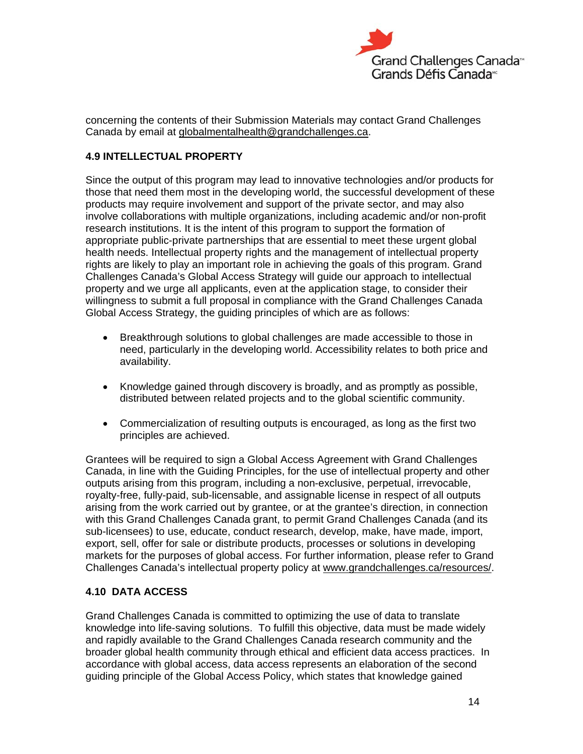concerning the contents of their Submission Materials may contact Grand Challenges Canada by email at globalmentalhealth@grandchallenges.ca.

### 4.9 INTELLECTUAL PROPERTY

Since the output of this program may lead to innovative technologies and/or products for those that need them most in the developing world, the successful development of these products may require involvement and support of the private sector, and may also involve collaborations with multiple organizations, including academic and/or non-profit research institutions. It is the intent of this program to support the formation of appropriate public-private partnerships that are essential to meet these urgent global health needs. Intellectual property rights and the management of intellectual property rights are likely to play an important role in achieving the goals of this program. Grand Challenges Canada's Global Access Strategy will guide our approach to intellectual property and we urge all applicants, even at the application stage, to consider their willingness to submit a full proposal in compliance with the Grand Challenges Canada Global Access Strategy, the guiding principles of which are as follows:

- Breakthrough solutions to global challenges are made accessible to those in need, particularly in the developing world. Accessibility relates to both price and availability.
- Knowledge gained through discovery is broadly, and as promptly as possible, distributed between related projects and to the global scientific community.
- Commercialization of resulting outputs is encouraged, as long as the first two principles are achieved.

Grantees will be required to sign a Global Access Agreement with Grand Challenges Canada, in line with the Guiding Principles, for the use of intellectual property and other outputs arising from this program, including a non-exclusive, perpetual, irrevocable, royalty-free, fully-paid, sub-licensable, and assignable license in respect of all outputs arising from the work carried out by grantee, or at the grantee's direction, in connection with this Grand Challenges Canada grant, to permit Grand Challenges Canada (and its sub-licensees) to use, educate, conduct research, develop, make, have made, import, export, sell, offer for sale or distribute products, processes or solutions in developing markets for the purposes of global access. For further information, please refer to Grand Challenges Canada's intellectual property policy at www.grandchallenges.ca/resources/.

### 4.10 DATA ACCESS

Grand Challenges Canada is committed to optimizing the use of data to translate knowledge into life-saving solutions. To fulfill this objective, data must be made widely and rapidly available to the Grand Challenges Canada research community and the broader global health community through ethical and efficient data access practices. In accordance with global access, data access represents an elaboration of the second guiding principle of the Global Access Policy, which states that knowledge gained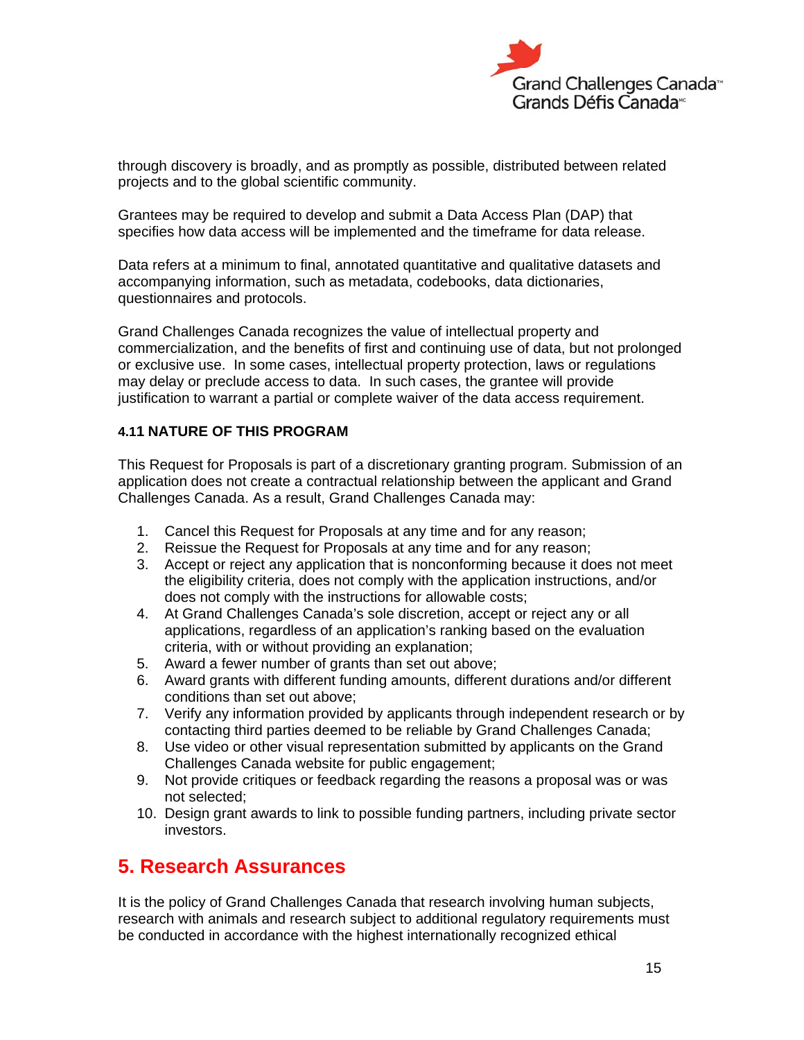through discovery is broadly, and as promptly as possible, distributed between related projects and to the global scientific community.

Grantees may be required to develop and submit a Data Access Plan (DAP) that specifies how data access will be implemented and the timeframe for data release.

Data refers at a minimum to final, annotated quantitative and qualitative datasets and accompanying information, such as metadata, codebooks, data dictionaries, questionnaires and protocols.

Grand Challenges Canada recognizes the value of intellectual property and commercialization, and the benefits of first and continuing use of data, but not prolonged or exclusive use. In some cases, intellectual property protection, laws or regulations may delay or preclude access to data. In such cases, the grantee will provide justification to warrant a partial or complete waiver of the data access requirement.

### 4.11 NATURE OF THIS PROGRAM

This Request for Proposals is part of a discretionary granting program. Submission of an application does not create a contractual relationship between the applicant and Grand Challenges Canada. As a result, Grand Challenges Canada may:

1. Cancel this Request for Proposals at any time and for any reason;
2. Reissue the Request for Proposals at any time and for any reason;
3. Accept or reject any application that is nonconforming because it does not meet the eligibility criteria, does not comply with the application instructions, and/or does not comply with the instructions for allowable costs;
4. At Grand Challenges Canada's sole discretion, accept or reject any or all applications, regardless of an application's ranking based on the evaluation criteria, with or without providing an explanation;
5. Award a fewer number of grants than set out above;
6. Award grants with different funding amounts, different durations and/or different conditions than set out above;
7. Verify any information provided by applicants through independent research or by contacting third parties deemed to be reliable by Grand Challenges Canada;
8. Use video or other visual representation submitted by applicants on the Grand Challenges Canada website for public engagement;
9. Not provide critiques or feedback regarding the reasons a proposal was or was not selected;
10. Design grant awards to link to possible funding partners, including private sector investors.

## 5. Research Assurances

It is the policy of Grand Challenges Canada that research involving human subjects, research with animals and research subject to additional regulatory requirements must be conducted in accordance with the highest internationally recognized ethical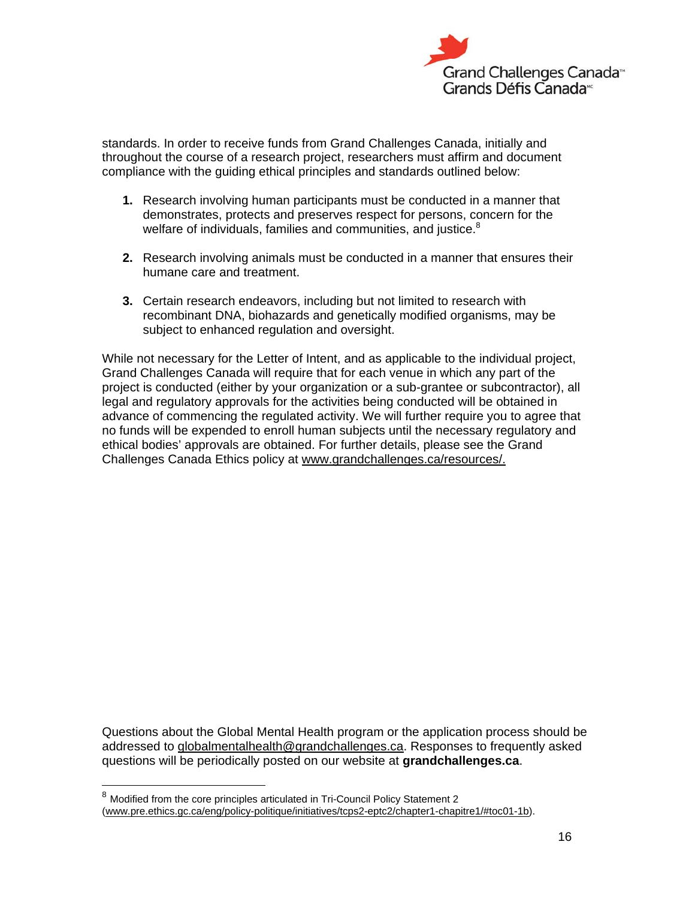standards. In order to receive funds from Grand Challenges Canada, initially and throughout the course of a research project, researchers must affirm and document compliance with the guiding ethical principles and standards outlined below:

1. Research involving human participants must be conducted in a manner that demonstrates, protects and preserves respect for persons, concern for the welfare of individuals, families and communities, and justice.[8]

2. Research involving animals must be conducted in a manner that ensures their humane care and treatment.

3. Certain research endeavors, including but not limited to research with recombinant DNA, biohazards and genetically modified organisms, may be subject to enhanced regulation and oversight.

While not necessary for the Letter of Intent, and as applicable to the individual project, Grand Challenges Canada will require that for each venue in which any part of the project is conducted (either by your organization or a sub-grantee or subcontractor), all legal and regulatory approvals for the activities being conducted will be obtained in advance of commencing the regulated activity. We will further require you to agree that no funds will be expended to enroll human subjects until the necessary regulatory and ethical bodies' approvals are obtained. For further details, please see the Grand Challenges Canada Ethics policy at www.grandchallenges.ca/resources/.

Questions about the Global Mental Health program or the application process should be addressed to globalmentalhealth@grandchallenges.ca. Responses to frequently asked questions will be periodically posted on our website at **grandchallenges.ca**.

---

[8] Modified from the core principles articulated in Tri-Council Policy Statement 2 (www.pre.ethics.gc.ca/eng/policy-politique/initiatives/tcps2-eptc2/chapter1-chapitre1/#toc01-1b).